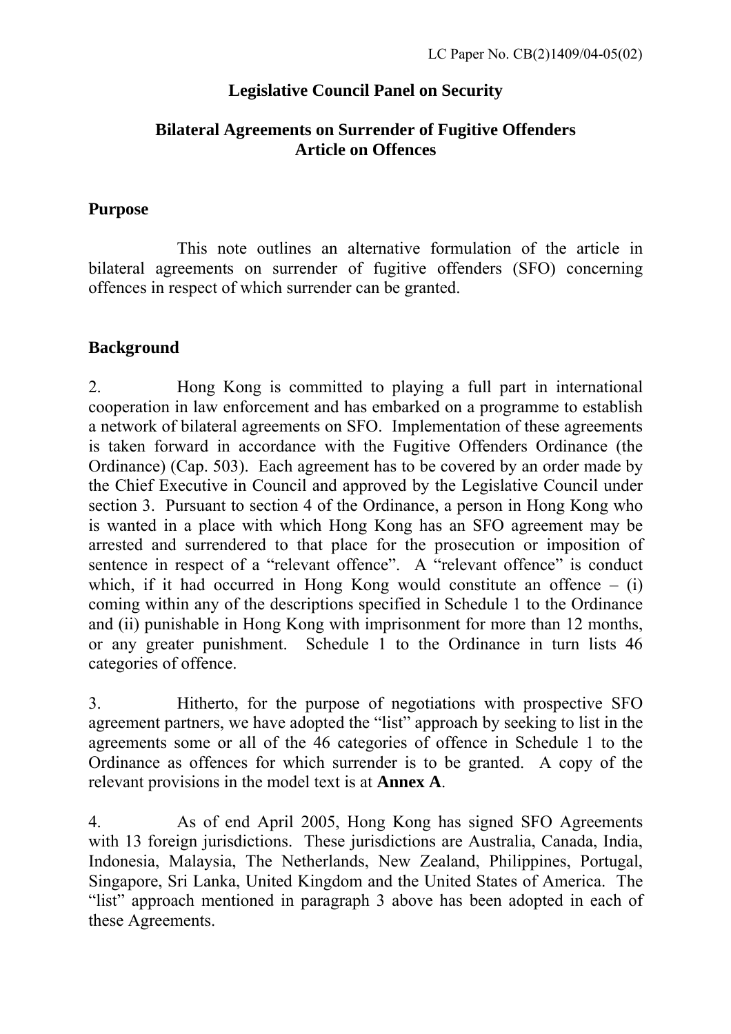LC Paper No. CB(2)1409/04-05(02)

**Legislative Council Panel on Security**

**Bilateral Agreements on Surrender of Fugitive Offenders**
**Article on Offences**

## Purpose

This note outlines an alternative formulation of the article in bilateral agreements on surrender of fugitive offenders (SFO) concerning offences in respect of which surrender can be granted.

## Background

2. Hong Kong is committed to playing a full part in international cooperation in law enforcement and has embarked on a programme to establish a network of bilateral agreements on SFO. Implementation of these agreements is taken forward in accordance with the Fugitive Offenders Ordinance (the Ordinance) (Cap. 503). Each agreement has to be covered by an order made by the Chief Executive in Council and approved by the Legislative Council under section 3. Pursuant to section 4 of the Ordinance, a person in Hong Kong who is wanted in a place with which Hong Kong has an SFO agreement may be arrested and surrendered to that place for the prosecution or imposition of sentence in respect of a "relevant offence". A "relevant offence" is conduct which, if it had occurred in Hong Kong would constitute an offence – (i) coming within any of the descriptions specified in Schedule 1 to the Ordinance and (ii) punishable in Hong Kong with imprisonment for more than 12 months, or any greater punishment. Schedule 1 to the Ordinance in turn lists 46 categories of offence.

3. Hitherto, for the purpose of negotiations with prospective SFO agreement partners, we have adopted the "list" approach by seeking to list in the agreements some or all of the 46 categories of offence in Schedule 1 to the Ordinance as offences for which surrender is to be granted. A copy of the relevant provisions in the model text is at **Annex A**.

4. As of end April 2005, Hong Kong has signed SFO Agreements with 13 foreign jurisdictions. These jurisdictions are Australia, Canada, India, Indonesia, Malaysia, The Netherlands, New Zealand, Philippines, Portugal, Singapore, Sri Lanka, United Kingdom and the United States of America. The "list" approach mentioned in paragraph 3 above has been adopted in each of these Agreements.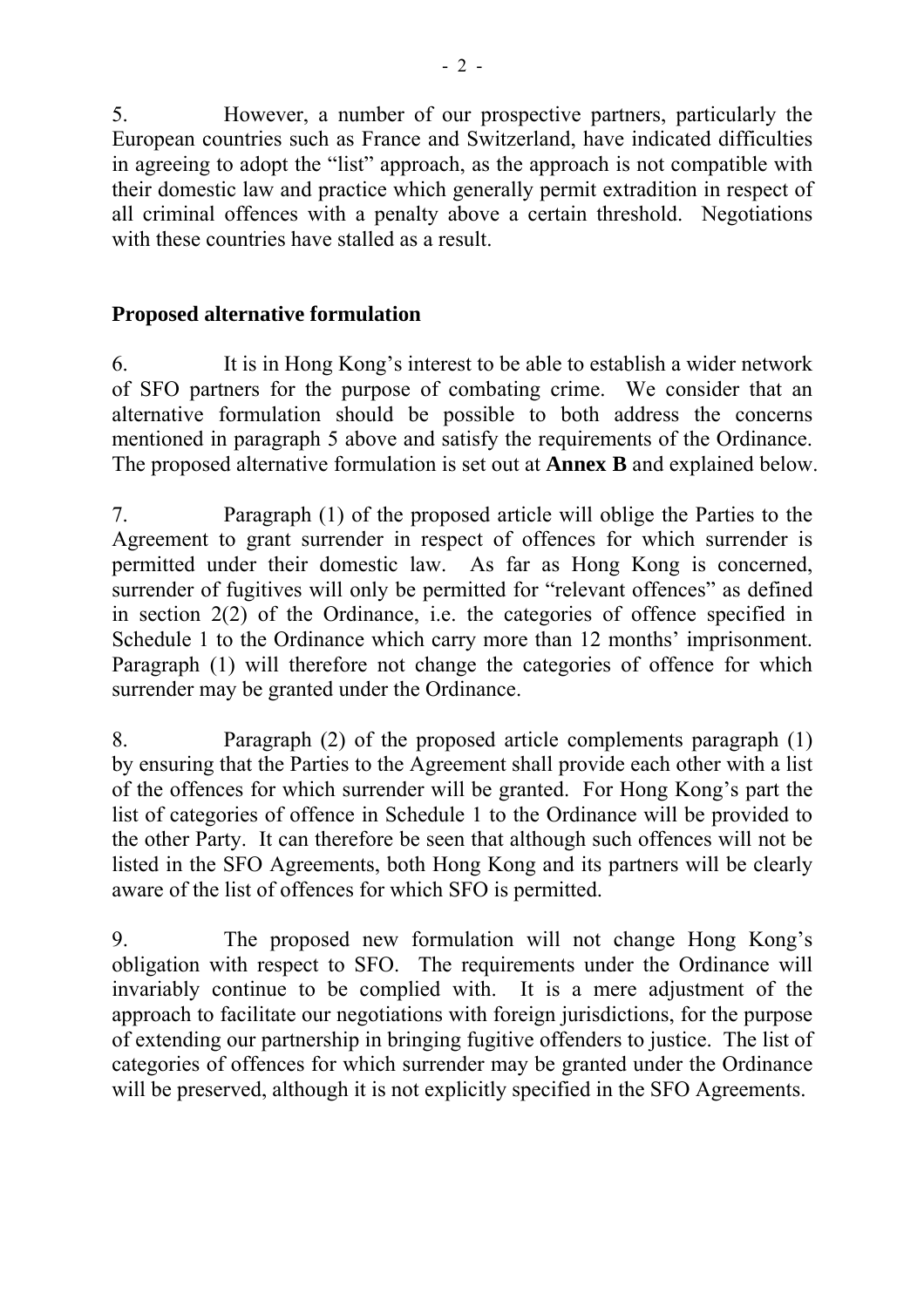5. However, a number of our prospective partners, particularly the European countries such as France and Switzerland, have indicated difficulties in agreeing to adopt the "list" approach, as the approach is not compatible with their domestic law and practice which generally permit extradition in respect of all criminal offences with a penalty above a certain threshold. Negotiations with these countries have stalled as a result.

## Proposed alternative formulation

6. It is in Hong Kong's interest to be able to establish a wider network of SFO partners for the purpose of combating crime. We consider that an alternative formulation should be possible to both address the concerns mentioned in paragraph 5 above and satisfy the requirements of the Ordinance. The proposed alternative formulation is set out at **Annex B** and explained below.

7. Paragraph (1) of the proposed article will oblige the Parties to the Agreement to grant surrender in respect of offences for which surrender is permitted under their domestic law. As far as Hong Kong is concerned, surrender of fugitives will only be permitted for "relevant offences" as defined in section 2(2) of the Ordinance, i.e. the categories of offence specified in Schedule 1 to the Ordinance which carry more than 12 months' imprisonment. Paragraph (1) will therefore not change the categories of offence for which surrender may be granted under the Ordinance.

8. Paragraph (2) of the proposed article complements paragraph (1) by ensuring that the Parties to the Agreement shall provide each other with a list of the offences for which surrender will be granted. For Hong Kong's part the list of categories of offence in Schedule 1 to the Ordinance will be provided to the other Party. It can therefore be seen that although such offences will not be listed in the SFO Agreements, both Hong Kong and its partners will be clearly aware of the list of offences for which SFO is permitted.

9. The proposed new formulation will not change Hong Kong's obligation with respect to SFO. The requirements under the Ordinance will invariably continue to be complied with. It is a mere adjustment of the approach to facilitate our negotiations with foreign jurisdictions, for the purpose of extending our partnership in bringing fugitive offenders to justice. The list of categories of offences for which surrender may be granted under the Ordinance will be preserved, although it is not explicitly specified in the SFO Agreements.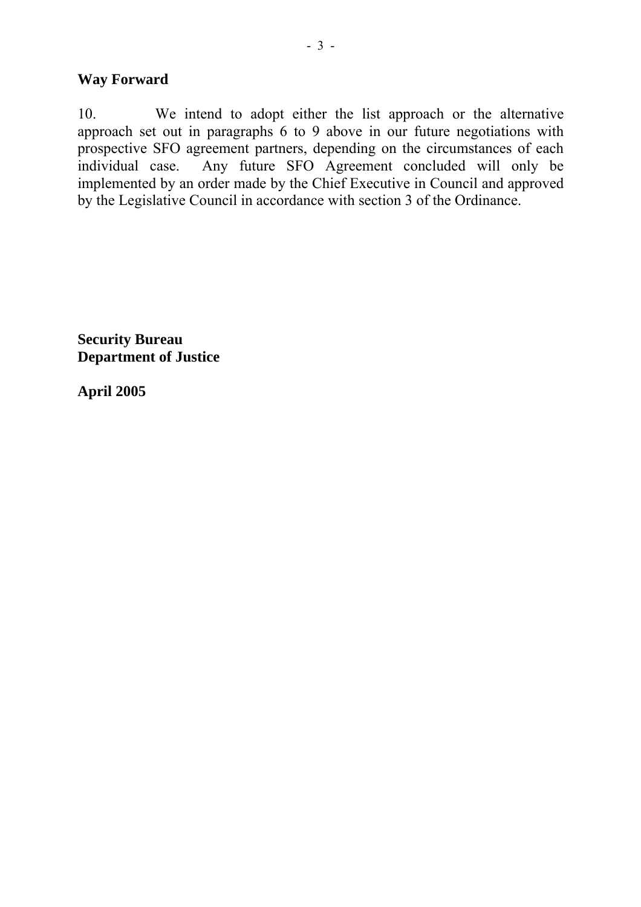## Way Forward

10. We intend to adopt either the list approach or the alternative approach set out in paragraphs 6 to 9 above in our future negotiations with prospective SFO agreement partners, depending on the circumstances of each individual case. Any future SFO Agreement concluded will only be implemented by an order made by the Chief Executive in Council and approved by the Legislative Council in accordance with section 3 of the Ordinance.

**Security Bureau**
**Department of Justice**

**April 2005**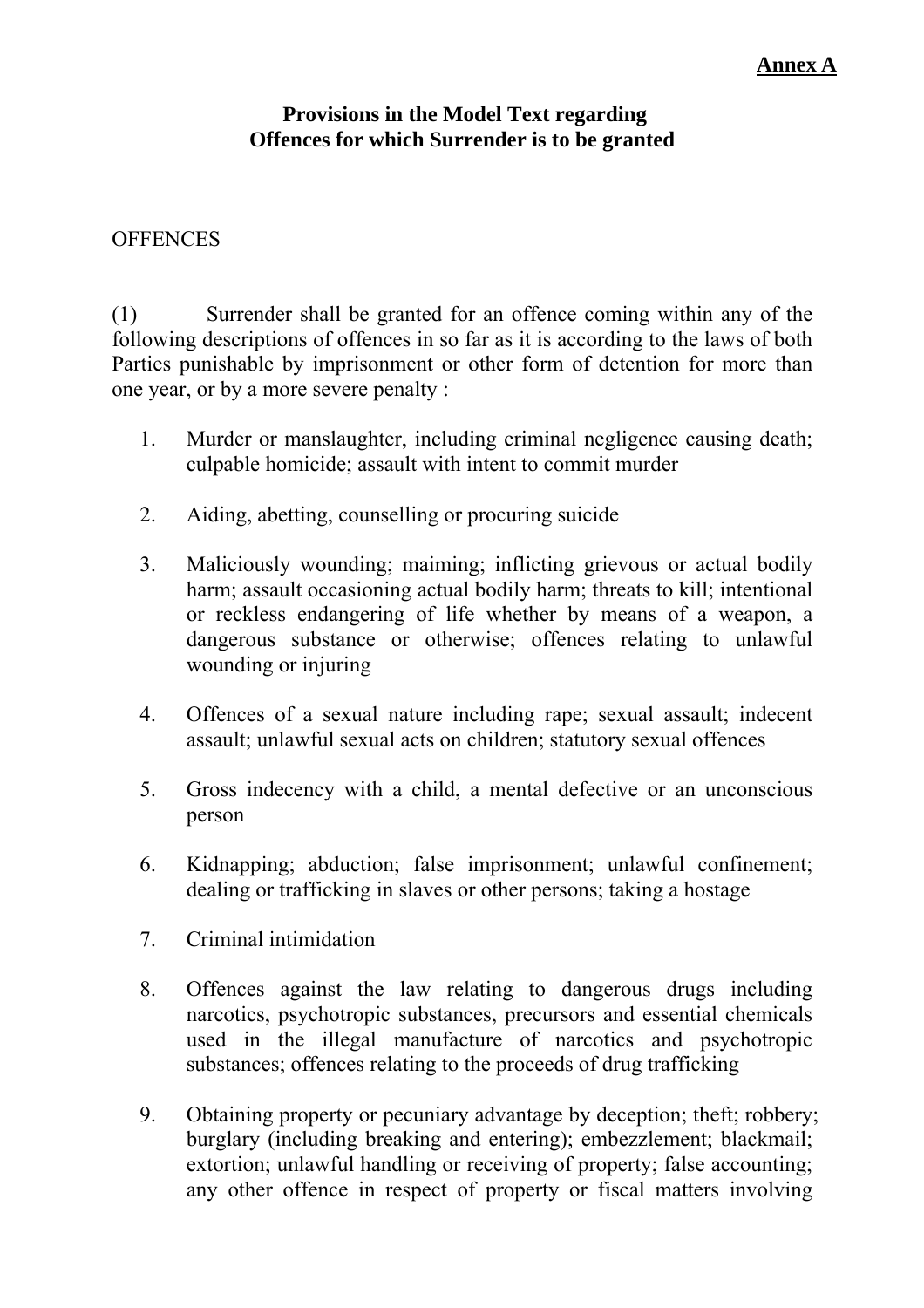**Annex A**

**Provisions in the Model Text regarding**
**Offences for which Surrender is to be granted**

OFFENCES

(1) Surrender shall be granted for an offence coming within any of the following descriptions of offences in so far as it is according to the laws of both Parties punishable by imprisonment or other form of detention for more than one year, or by a more severe penalty :

1. Murder or manslaughter, including criminal negligence causing death; culpable homicide; assault with intent to commit murder

2. Aiding, abetting, counselling or procuring suicide

3. Maliciously wounding; maiming; inflicting grievous or actual bodily harm; assault occasioning actual bodily harm; threats to kill; intentional or reckless endangering of life whether by means of a weapon, a dangerous substance or otherwise; offences relating to unlawful wounding or injuring

4. Offences of a sexual nature including rape; sexual assault; indecent assault; unlawful sexual acts on children; statutory sexual offences

5. Gross indecency with a child, a mental defective or an unconscious person

6. Kidnapping; abduction; false imprisonment; unlawful confinement; dealing or trafficking in slaves or other persons; taking a hostage

7. Criminal intimidation

8. Offences against the law relating to dangerous drugs including narcotics, psychotropic substances, precursors and essential chemicals used in the illegal manufacture of narcotics and psychotropic substances; offences relating to the proceeds of drug trafficking

9. Obtaining property or pecuniary advantage by deception; theft; robbery; burglary (including breaking and entering); embezzlement; blackmail; extortion; unlawful handling or receiving of property; false accounting; any other offence in respect of property or fiscal matters involving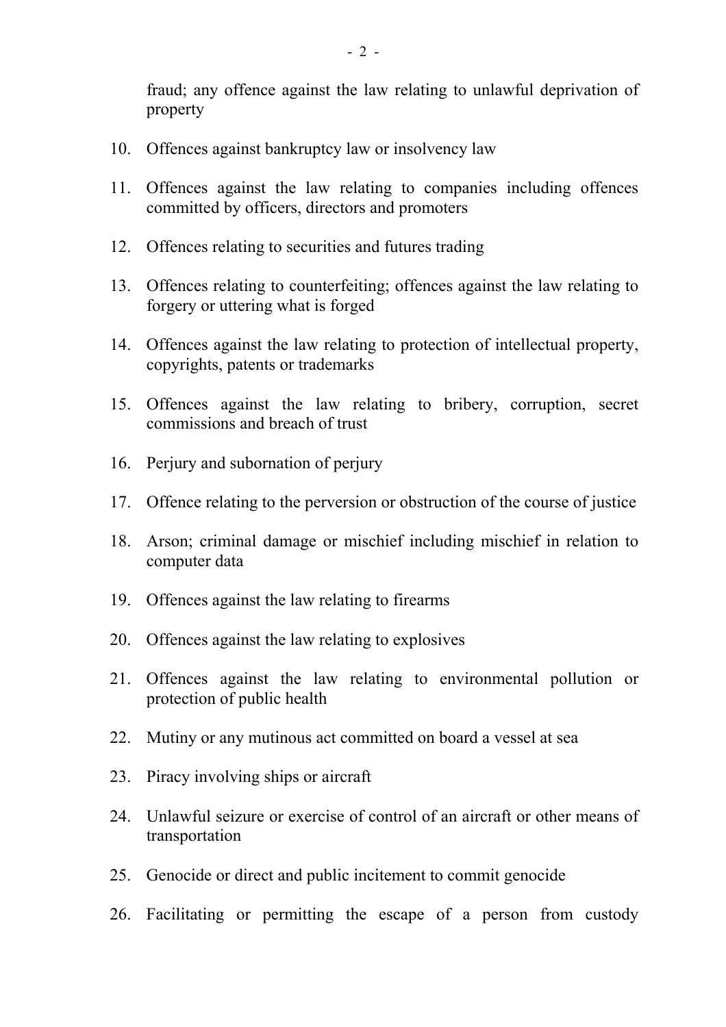fraud; any offence against the law relating to unlawful deprivation of property

10. Offences against bankruptcy law or insolvency law

11. Offences against the law relating to companies including offences committed by officers, directors and promoters

12. Offences relating to securities and futures trading

13. Offences relating to counterfeiting; offences against the law relating to forgery or uttering what is forged

14. Offences against the law relating to protection of intellectual property, copyrights, patents or trademarks

15. Offences against the law relating to bribery, corruption, secret commissions and breach of trust

16. Perjury and subornation of perjury

17. Offence relating to the perversion or obstruction of the course of justice

18. Arson; criminal damage or mischief including mischief in relation to computer data

19. Offences against the law relating to firearms

20. Offences against the law relating to explosives

21. Offences against the law relating to environmental pollution or protection of public health

22. Mutiny or any mutinous act committed on board a vessel at sea

23. Piracy involving ships or aircraft

24. Unlawful seizure or exercise of control of an aircraft or other means of transportation

25. Genocide or direct and public incitement to commit genocide

26. Facilitating or permitting the escape of a person from custody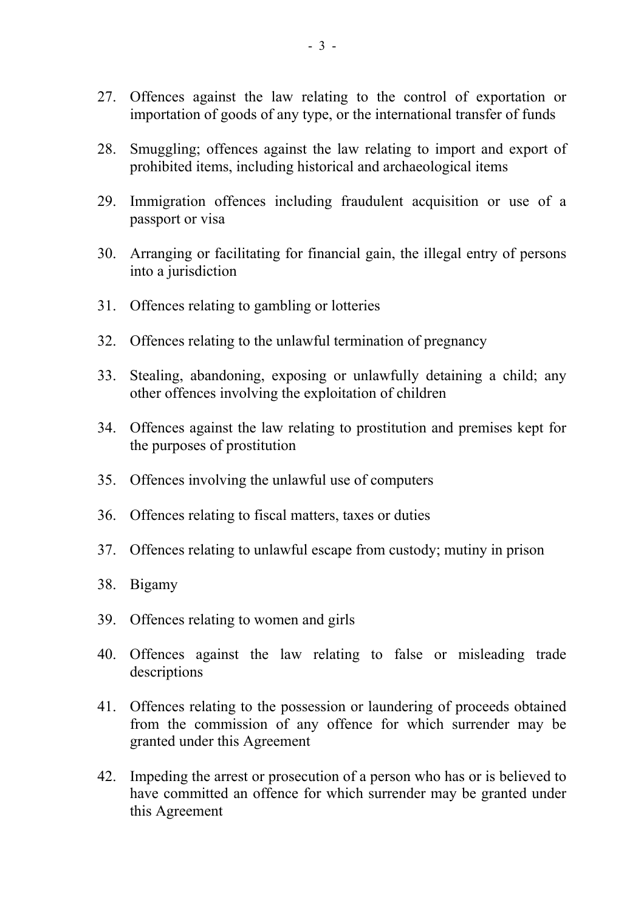27. Offences against the law relating to the control of exportation or importation of goods of any type, or the international transfer of funds

28. Smuggling; offences against the law relating to import and export of prohibited items, including historical and archaeological items

29. Immigration offences including fraudulent acquisition or use of a passport or visa

30. Arranging or facilitating for financial gain, the illegal entry of persons into a jurisdiction

31. Offences relating to gambling or lotteries

32. Offences relating to the unlawful termination of pregnancy

33. Stealing, abandoning, exposing or unlawfully detaining a child; any other offences involving the exploitation of children

34. Offences against the law relating to prostitution and premises kept for the purposes of prostitution

35. Offences involving the unlawful use of computers

36. Offences relating to fiscal matters, taxes or duties

37. Offences relating to unlawful escape from custody; mutiny in prison

38. Bigamy

39. Offences relating to women and girls

40. Offences against the law relating to false or misleading trade descriptions

41. Offences relating to the possession or laundering of proceeds obtained from the commission of any offence for which surrender may be granted under this Agreement

42. Impeding the arrest or prosecution of a person who has or is believed to have committed an offence for which surrender may be granted under this Agreement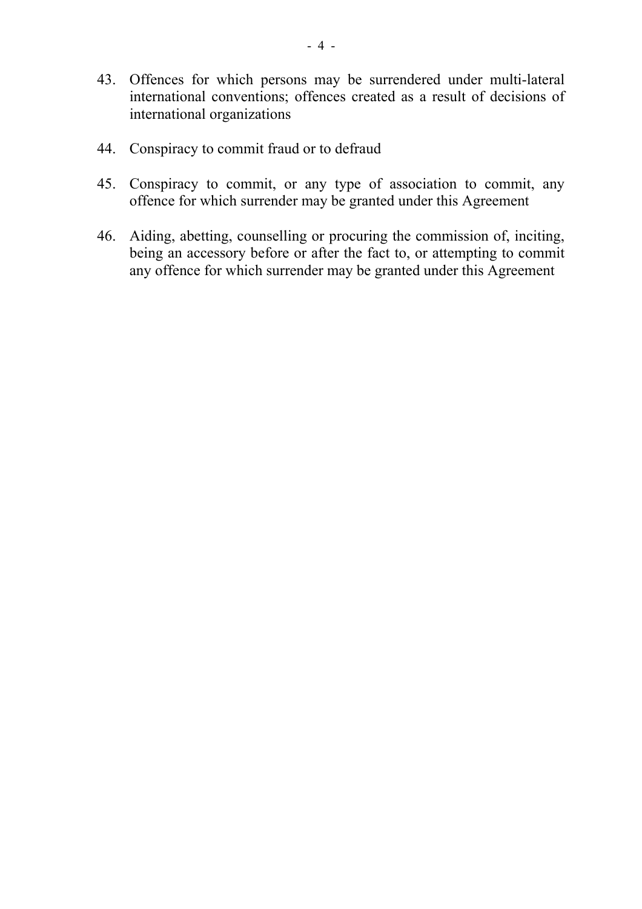43. Offences for which persons may be surrendered under multi-lateral international conventions; offences created as a result of decisions of international organizations

44. Conspiracy to commit fraud or to defraud

45. Conspiracy to commit, or any type of association to commit, any offence for which surrender may be granted under this Agreement

46. Aiding, abetting, counselling or procuring the commission of, inciting, being an accessory before or after the fact to, or attempting to commit any offence for which surrender may be granted under this Agreement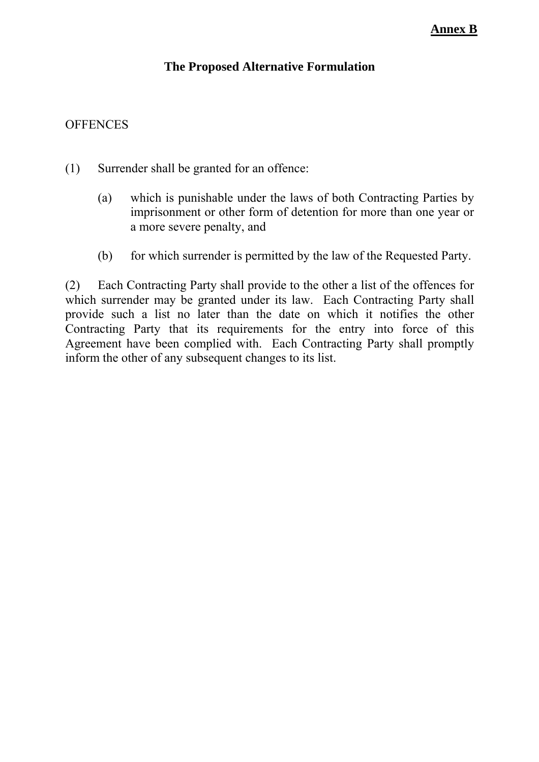**Annex B**

# The Proposed Alternative Formulation

OFFENCES

(1) Surrender shall be granted for an offence:

(a) which is punishable under the laws of both Contracting Parties by imprisonment or other form of detention for more than one year or a more severe penalty, and

(b) for which surrender is permitted by the law of the Requested Party.

(2) Each Contracting Party shall provide to the other a list of the offences for which surrender may be granted under its law. Each Contracting Party shall provide such a list no later than the date on which it notifies the other Contracting Party that its requirements for the entry into force of this Agreement have been complied with. Each Contracting Party shall promptly inform the other of any subsequent changes to its list.